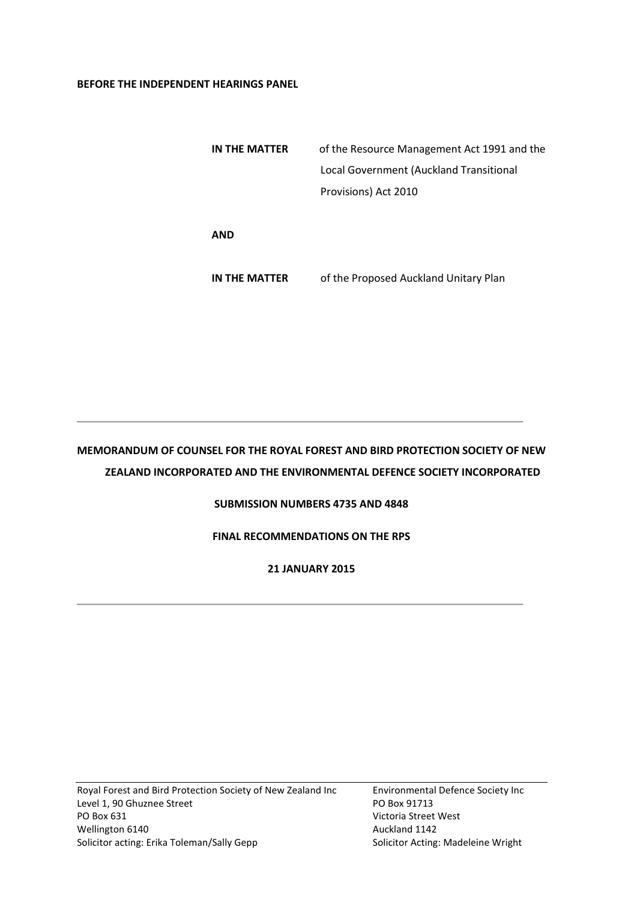**BEFORE THE INDEPENDENT HEARINGS PANEL**

| | |
|---|---|
| **IN THE MATTER** | of the Resource Management Act 1991 and the Local Government (Auckland Transitional Provisions) Act 2010 |
| **AND** | |
| **IN THE MATTER** | of the Proposed Auckland Unitary Plan |

---

**MEMORANDUM OF COUNSEL FOR THE ROYAL FOREST AND BIRD PROTECTION SOCIETY OF NEW ZEALAND INCORPORATED AND THE ENVIRONMENTAL DEFENCE SOCIETY INCORPORATED**

**SUBMISSION NUMBERS 4735 AND 4848**

**FINAL RECOMMENDATIONS ON THE RPS**

**21 JANUARY 2015**

---

| | |
|---|---|
| Royal Forest and Bird Protection Society of New Zealand Inc | Environmental Defence Society Inc |
| Level 1, 90 Ghuznee Street | PO Box 91713 |
| PO Box 631 | Victoria Street West |
| Wellington 6140 | Auckland 1142 |
| Solicitor acting: Erika Toleman/Sally Gepp | Solicitor Acting: Madeleine Wright |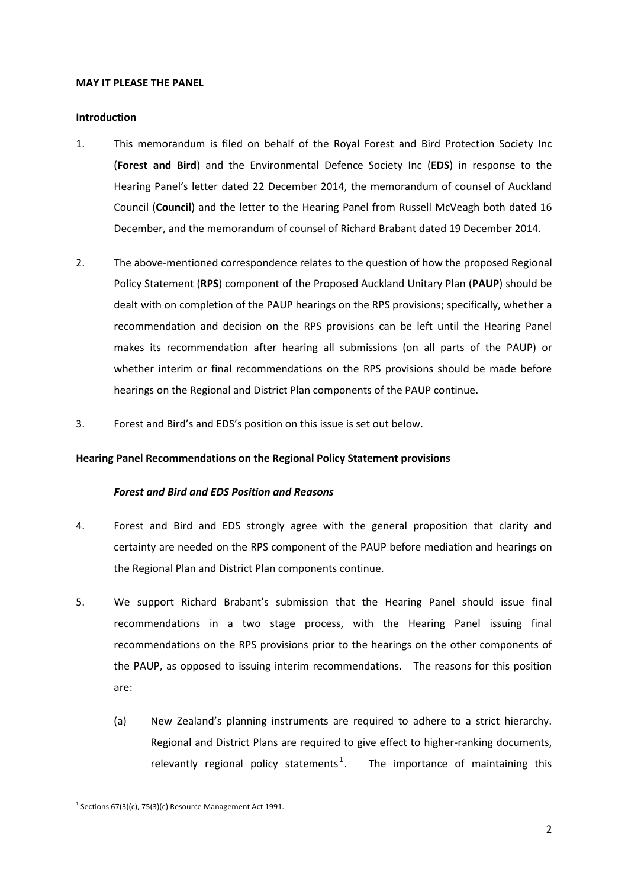**MAY IT PLEASE THE PANEL**

**Introduction**

1. This memorandum is filed on behalf of the Royal Forest and Bird Protection Society Inc (**Forest and Bird**) and the Environmental Defence Society Inc (**EDS**) in response to the Hearing Panel's letter dated 22 December 2014, the memorandum of counsel of Auckland Council (**Council**) and the letter to the Hearing Panel from Russell McVeagh both dated 16 December, and the memorandum of counsel of Richard Brabant dated 19 December 2014.

2. The above-mentioned correspondence relates to the question of how the proposed Regional Policy Statement (**RPS**) component of the Proposed Auckland Unitary Plan (**PAUP**) should be dealt with on completion of the PAUP hearings on the RPS provisions; specifically, whether a recommendation and decision on the RPS provisions can be left until the Hearing Panel makes its recommendation after hearing all submissions (on all parts of the PAUP) or whether interim or final recommendations on the RPS provisions should be made before hearings on the Regional and District Plan components of the PAUP continue.

3. Forest and Bird's and EDS's position on this issue is set out below.

**Hearing Panel Recommendations on the Regional Policy Statement provisions**

***Forest and Bird and EDS Position and Reasons***

4. Forest and Bird and EDS strongly agree with the general proposition that clarity and certainty are needed on the RPS component of the PAUP before mediation and hearings on the Regional Plan and District Plan components continue.

5. We support Richard Brabant's submission that the Hearing Panel should issue final recommendations in a two stage process, with the Hearing Panel issuing final recommendations on the RPS provisions prior to the hearings on the other components of the PAUP, as opposed to issuing interim recommendations. The reasons for this position are:

   (a) New Zealand's planning instruments are required to adhere to a strict hierarchy. Regional and District Plans are required to give effect to higher-ranking documents, relevantly regional policy statements[1]. The importance of maintaining this

[1] Sections 67(3)(c), 75(3)(c) Resource Management Act 1991.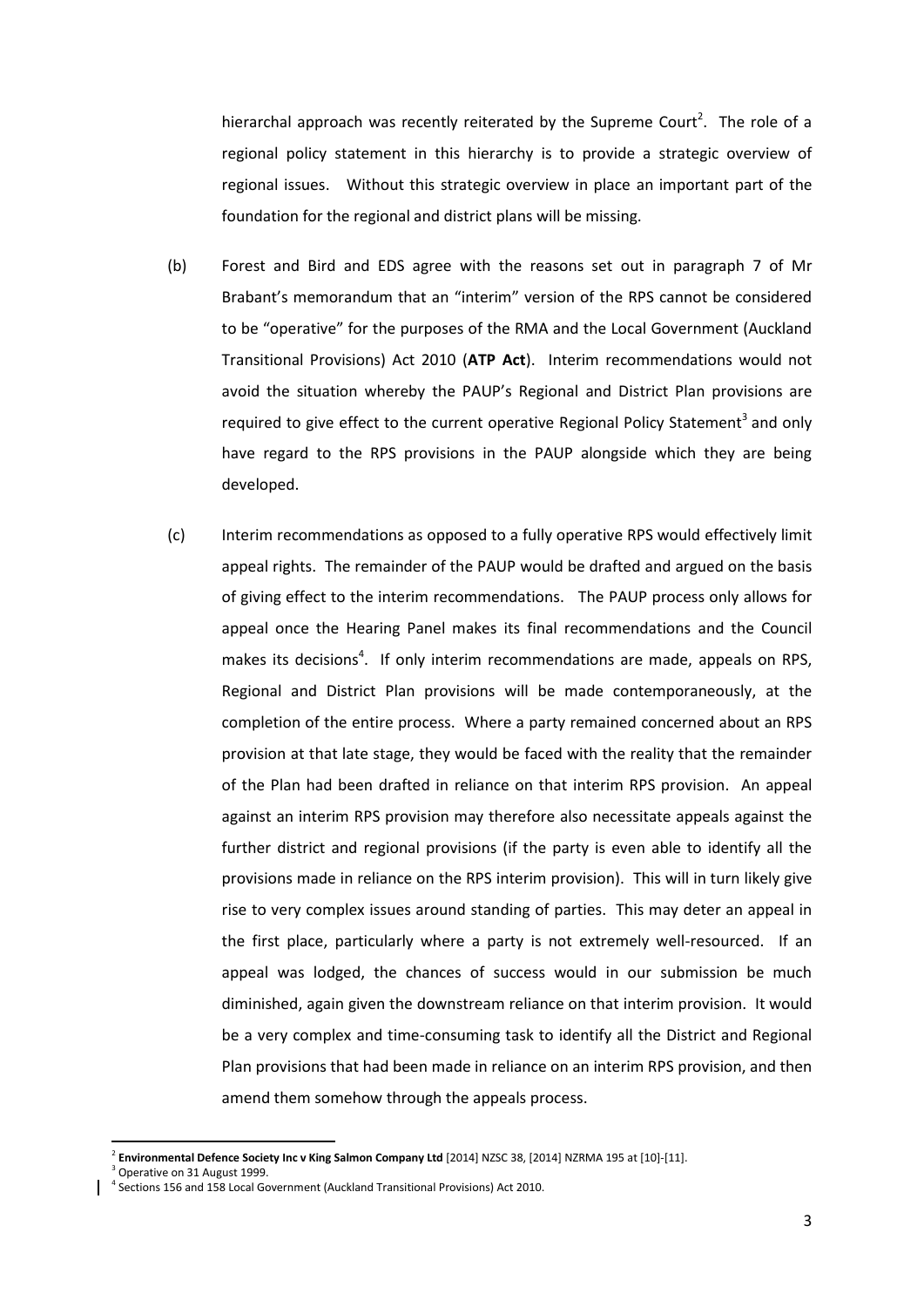hierarchal approach was recently reiterated by the Supreme Court[2]. The role of a regional policy statement in this hierarchy is to provide a strategic overview of regional issues. Without this strategic overview in place an important part of the foundation for the regional and district plans will be missing.

(b) Forest and Bird and EDS agree with the reasons set out in paragraph 7 of Mr Brabant's memorandum that an "interim" version of the RPS cannot be considered to be "operative" for the purposes of the RMA and the Local Government (Auckland Transitional Provisions) Act 2010 (**ATP Act**). Interim recommendations would not avoid the situation whereby the PAUP's Regional and District Plan provisions are required to give effect to the current operative Regional Policy Statement[3] and only have regard to the RPS provisions in the PAUP alongside which they are being developed.

(c) Interim recommendations as opposed to a fully operative RPS would effectively limit appeal rights. The remainder of the PAUP would be drafted and argued on the basis of giving effect to the interim recommendations. The PAUP process only allows for appeal once the Hearing Panel makes its final recommendations and the Council makes its decisions[4]. If only interim recommendations are made, appeals on RPS, Regional and District Plan provisions will be made contemporaneously, at the completion of the entire process. Where a party remained concerned about an RPS provision at that late stage, they would be faced with the reality that the remainder of the Plan had been drafted in reliance on that interim RPS provision. An appeal against an interim RPS provision may therefore also necessitate appeals against the further district and regional provisions (if the party is even able to identify all the provisions made in reliance on the RPS interim provision). This will in turn likely give rise to very complex issues around standing of parties. This may deter an appeal in the first place, particularly where a party is not extremely well-resourced. If an appeal was lodged, the chances of success would in our submission be much diminished, again given the downstream reliance on that interim provision. It would be a very complex and time-consuming task to identify all the District and Regional Plan provisions that had been made in reliance on an interim RPS provision, and then amend them somehow through the appeals process.

[2] **Environmental Defence Society Inc v King Salmon Company Ltd** [2014] NZSC 38, [2014] NZRMA 195 at [10]-[11].

[3] Operative on 31 August 1999.

[4] Sections 156 and 158 Local Government (Auckland Transitional Provisions) Act 2010.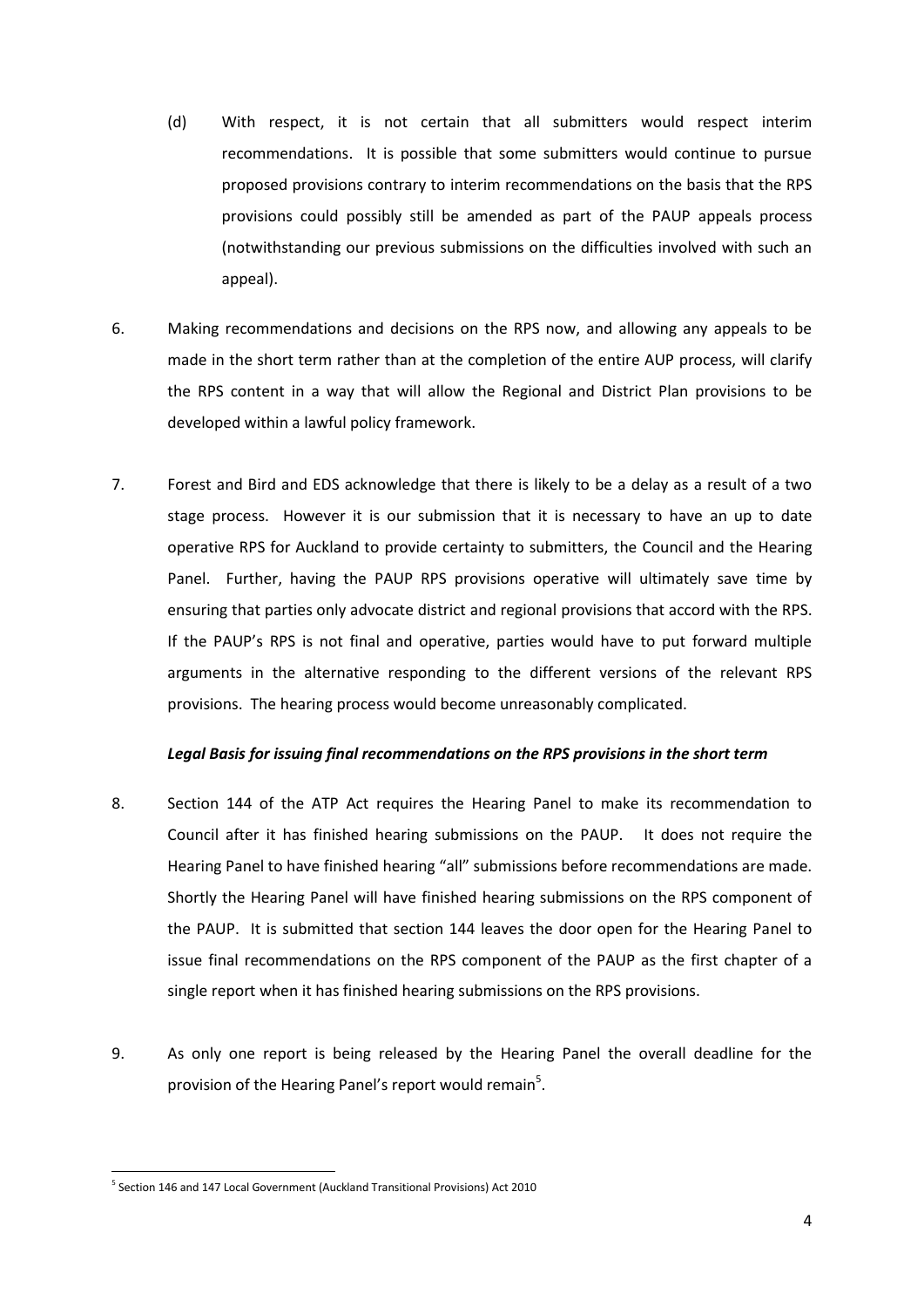(d) With respect, it is not certain that all submitters would respect interim recommendations. It is possible that some submitters would continue to pursue proposed provisions contrary to interim recommendations on the basis that the RPS provisions could possibly still be amended as part of the PAUP appeals process (notwithstanding our previous submissions on the difficulties involved with such an appeal).

6. Making recommendations and decisions on the RPS now, and allowing any appeals to be made in the short term rather than at the completion of the entire AUP process, will clarify the RPS content in a way that will allow the Regional and District Plan provisions to be developed within a lawful policy framework.

7. Forest and Bird and EDS acknowledge that there is likely to be a delay as a result of a two stage process. However it is our submission that it is necessary to have an up to date operative RPS for Auckland to provide certainty to submitters, the Council and the Hearing Panel. Further, having the PAUP RPS provisions operative will ultimately save time by ensuring that parties only advocate district and regional provisions that accord with the RPS. If the PAUP's RPS is not final and operative, parties would have to put forward multiple arguments in the alternative responding to the different versions of the relevant RPS provisions. The hearing process would become unreasonably complicated.

***Legal Basis for issuing final recommendations on the RPS provisions in the short term***

8. Section 144 of the ATP Act requires the Hearing Panel to make its recommendation to Council after it has finished hearing submissions on the PAUP. It does not require the Hearing Panel to have finished hearing "all" submissions before recommendations are made. Shortly the Hearing Panel will have finished hearing submissions on the RPS component of the PAUP. It is submitted that section 144 leaves the door open for the Hearing Panel to issue final recommendations on the RPS component of the PAUP as the first chapter of a single report when it has finished hearing submissions on the RPS provisions.

9. As only one report is being released by the Hearing Panel the overall deadline for the provision of the Hearing Panel's report would remain[5].

[5] Section 146 and 147 Local Government (Auckland Transitional Provisions) Act 2010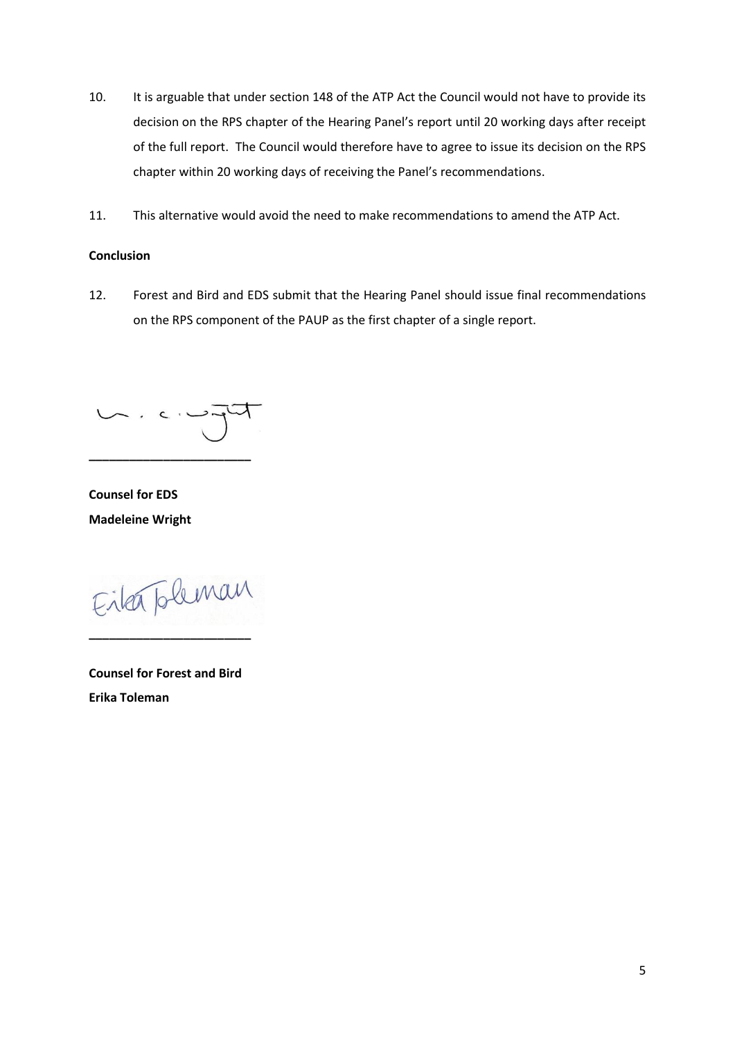10. It is arguable that under section 148 of the ATP Act the Council would not have to provide its decision on the RPS chapter of the Hearing Panel's report until 20 working days after receipt of the full report. The Council would therefore have to agree to issue its decision on the RPS chapter within 20 working days of receiving the Panel's recommendations.

11. This alternative would avoid the need to make recommendations to amend the ATP Act.

**Conclusion**

12. Forest and Bird and EDS submit that the Hearing Panel should issue final recommendations on the RPS component of the PAUP as the first chapter of a single report.

\_\_\_\_\_\_\_\_\_\_\_\_\_\_\_\_\_\_\_\_\_\_\_\_

**Counsel for EDS**
**Madeleine Wright**

\_\_\_\_\_\_\_\_\_\_\_\_\_\_\_\_\_\_\_\_\_\_\_\_

**Counsel for Forest and Bird**
**Erika Toleman**